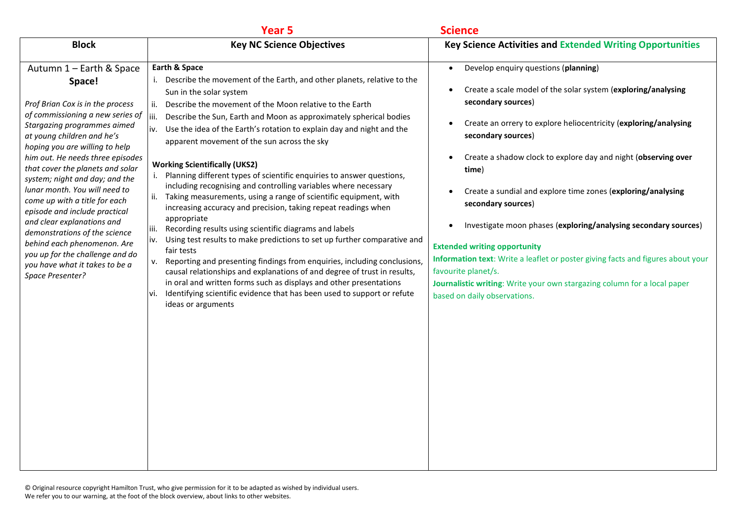# Year 5 Science

| Block | Key NC Science Objectives | Key Science Activities and Extended Writing Opportunities |
|---|---|---|
| Autumn 1 – Earth & Space<br>**Space!**<br>*Prof Brian Cox is in the process of commissioning a new series of Stargazing programmes aimed at young children and he's hoping you are willing to help him out. He needs three episodes that cover the planets and solar system; night and day; and the lunar month. You will need to come up with a title for each episode and include practical and clear explanations and demonstrations of the science behind each phenomenon. Are you up for the challenge and do you have what it takes to be a Space Presenter?* | **Earth & Space**<br>i. Describe the movement of the Earth, and other planets, relative to the Sun in the solar system<br>ii. Describe the movement of the Moon relative to the Earth<br>iii. Describe the Sun, Earth and Moon as approximately spherical bodies<br>iv. Use the idea of the Earth's rotation to explain day and night and the apparent movement of the sun across the sky<br><br>**Working Scientifically (UKS2)**<br>i. Planning different types of scientific enquiries to answer questions, including recognising and controlling variables where necessary<br>ii. Taking measurements, using a range of scientific equipment, with increasing accuracy and precision, taking repeat readings when appropriate<br>iii. Recording results using scientific diagrams and labels<br>iv. Using test results to make predictions to set up further comparative and fair tests<br>v. Reporting and presenting findings from enquiries, including conclusions, causal relationships and explanations of and degree of trust in results, in oral and written forms such as displays and other presentations<br>vi. Identifying scientific evidence that has been used to support or refute ideas or arguments | • Develop enquiry questions (**planning**)<br>• Create a scale model of the solar system (**exploring/analysing secondary sources**)<br>• Create an orrery to explore heliocentricity (**exploring/analysing secondary sources**)<br>• Create a shadow clock to explore day and night (**observing over time**)<br>• Create a sundial and explore time zones (**exploring/analysing secondary sources**)<br>• Investigate moon phases (**exploring/analysing secondary sources**)<br><br>**Extended writing opportunity**<br>**Information text**: Write a leaflet or poster giving facts and figures about your favourite planet/s.<br>**Journalistic writing**: Write your own stargazing column for a local paper based on daily observations. |

© Original resource copyright Hamilton Trust, who give permission for it to be adapted as wished by individual users.
We refer you to our warning, at the foot of the block overview, about links to other websites.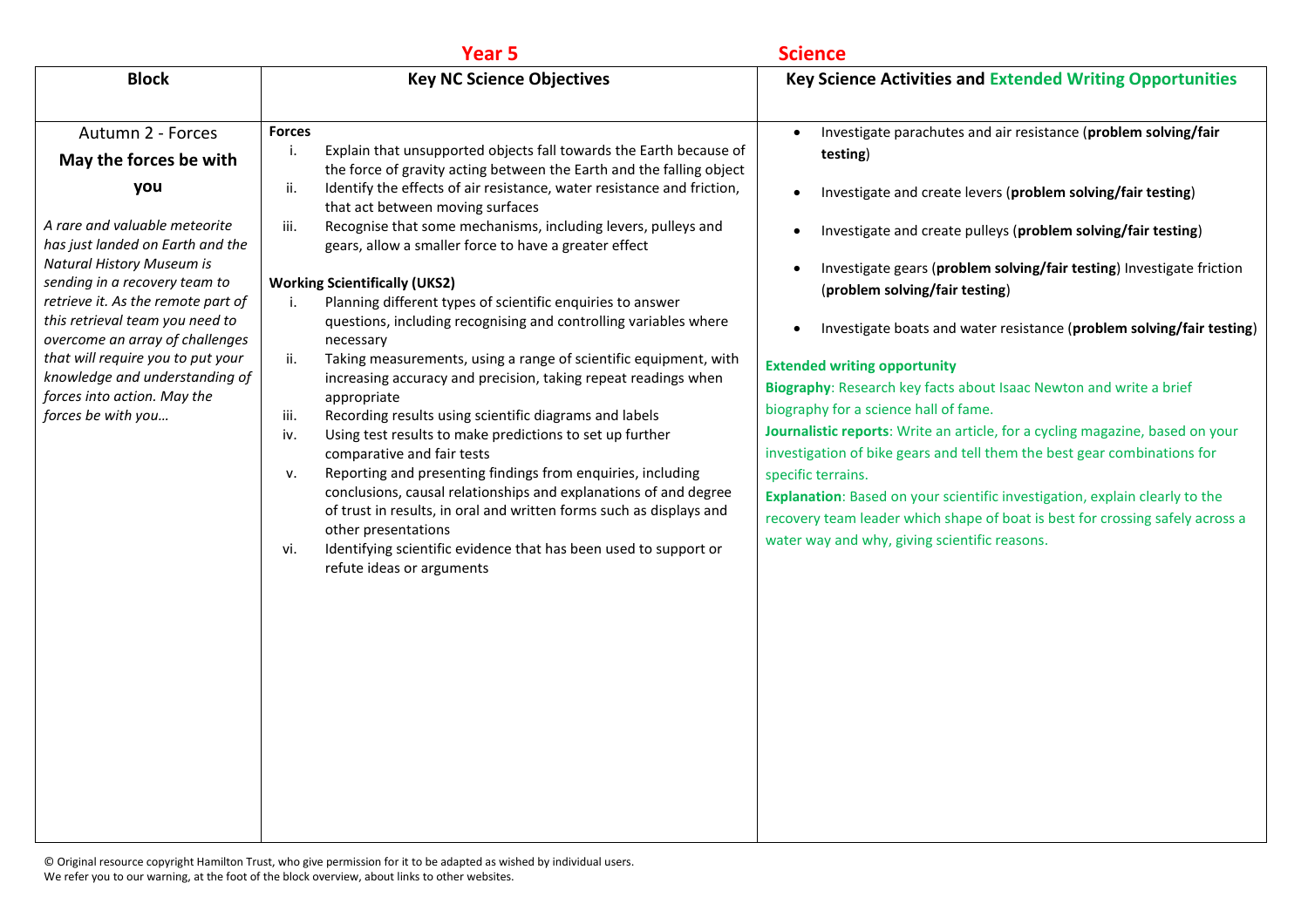# Year 5 Science

| Block | Key NC Science Objectives | Key Science Activities and Extended Writing Opportunities |
|---|---|---|
| Autumn 2 - Forces<br>**May the forces be with you**<br><br>*A rare and valuable meteorite has just landed on Earth and the Natural History Museum is sending in a recovery team to retrieve it. As the remote part of this retrieval team you need to overcome an array of challenges that will require you to put your knowledge and understanding of forces into action. May the forces be with you…* | **Forces**<br>i. Explain that unsupported objects fall towards the Earth because of the force of gravity acting between the Earth and the falling object<br>ii. Identify the effects of air resistance, water resistance and friction, that act between moving surfaces<br>iii. Recognise that some mechanisms, including levers, pulleys and gears, allow a smaller force to have a greater effect<br><br>**Working Scientifically (UKS2)**<br>i. Planning different types of scientific enquiries to answer questions, including recognising and controlling variables where necessary<br>ii. Taking measurements, using a range of scientific equipment, with increasing accuracy and precision, taking repeat readings when appropriate<br>iii. Recording results using scientific diagrams and labels<br>iv. Using test results to make predictions to set up further comparative and fair tests<br>v. Reporting and presenting findings from enquiries, including conclusions, causal relationships and explanations of and degree of trust in results, in oral and written forms such as displays and other presentations<br>vi. Identifying scientific evidence that has been used to support or refute ideas or arguments | • Investigate parachutes and air resistance (**problem solving/fair testing**)<br>• Investigate and create levers (**problem solving/fair testing**)<br>• Investigate and create pulleys (**problem solving/fair testing**)<br>• Investigate gears (**problem solving/fair testing**) Investigate friction (**problem solving/fair testing**)<br>• Investigate boats and water resistance (**problem solving/fair testing**)<br><br>**Extended writing opportunity**<br>**Biography**: Research key facts about Isaac Newton and write a brief biography for a science hall of fame.<br>**Journalistic reports**: Write an article, for a cycling magazine, based on your investigation of bike gears and tell them the best gear combinations for specific terrains.<br>**Explanation**: Based on your scientific investigation, explain clearly to the recovery team leader which shape of boat is best for crossing safely across a water way and why, giving scientific reasons. |

© Original resource copyright Hamilton Trust, who give permission for it to be adapted as wished by individual users.
We refer you to our warning, at the foot of the block overview, about links to other websites.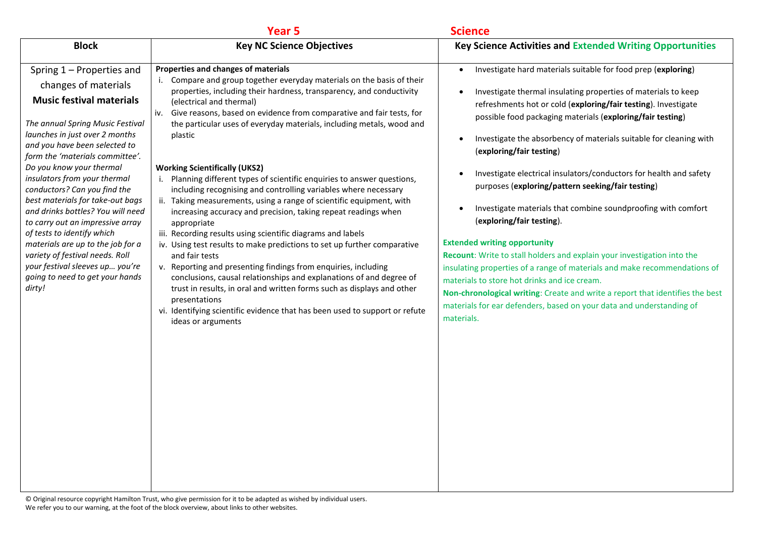# Year 5 Science

| Block | Key NC Science Objectives | Key Science Activities and Extended Writing Opportunities |
|---|---|---|
| Spring 1 – Properties and changes of materials<br>**Music festival materials**<br><br>*The annual Spring Music Festival launches in just over 2 months and you have been selected to form the 'materials committee'. Do you know your thermal insulators from your thermal conductors? Can you find the best materials for take-out bags and drinks bottles? You will need to carry out an impressive array of tests to identify which materials are up to the job for a variety of festival needs. Roll your festival sleeves up… you're going to need to get your hands dirty!* | **Properties and changes of materials**<br>i. Compare and group together everyday materials on the basis of their properties, including their hardness, transparency, and conductivity (electrical and thermal)<br>iv. Give reasons, based on evidence from comparative and fair tests, for the particular uses of everyday materials, including metals, wood and plastic<br><br>**Working Scientifically (UKS2)**<br>i. Planning different types of scientific enquiries to answer questions, including recognising and controlling variables where necessary<br>ii. Taking measurements, using a range of scientific equipment, with increasing accuracy and precision, taking repeat readings when appropriate<br>iii. Recording results using scientific diagrams and labels<br>iv. Using test results to make predictions to set up further comparative and fair tests<br>v. Reporting and presenting findings from enquiries, including conclusions, causal relationships and explanations of and degree of trust in results, in oral and written forms such as displays and other presentations<br>vi. Identifying scientific evidence that has been used to support or refute ideas or arguments | • Investigate hard materials suitable for food prep (**exploring**)<br>• Investigate thermal insulating properties of materials to keep refreshments hot or cold (**exploring/fair testing**). Investigate possible food packaging materials (**exploring/fair testing**)<br>• Investigate the absorbency of materials suitable for cleaning with (**exploring/fair testing**)<br>• Investigate electrical insulators/conductors for health and safety purposes (**exploring/pattern seeking/fair testing**)<br>• Investigate materials that combine soundproofing with comfort (**exploring/fair testing**).<br><br>**Extended writing opportunity**<br>**Recount**: Write to stall holders and explain your investigation into the insulating properties of a range of materials and make recommendations of materials to store hot drinks and ice cream.<br>**Non-chronological writing**: Create and write a report that identifies the best materials for ear defenders, based on your data and understanding of materials. |

© Original resource copyright Hamilton Trust, who give permission for it to be adapted as wished by individual users.
We refer you to our warning, at the foot of the block overview, about links to other websites.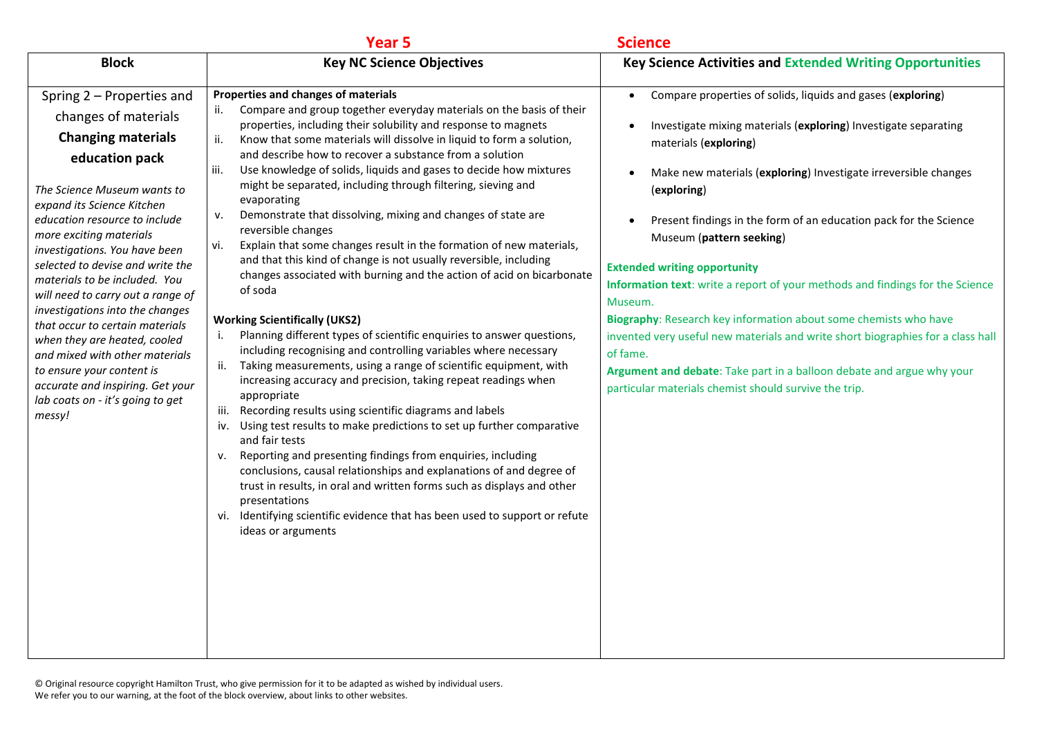## Year 5 Science

| Block | Key NC Science Objectives | Key Science Activities and Extended Writing Opportunities |
|---|---|---|
| Spring 2 – Properties and changes of materials<br>**Changing materials education pack**<br><br>*The Science Museum wants to expand its Science Kitchen education resource to include more exciting materials investigations. You have been selected to devise and write the materials to be included. You will need to carry out a range of investigations into the changes that occur to certain materials when they are heated, cooled and mixed with other materials to ensure your content is accurate and inspiring. Get your lab coats on - it's going to get messy!* | **Properties and changes of materials**<br>ii. Compare and group together everyday materials on the basis of their properties, including their solubility and response to magnets<br>ii. Know that some materials will dissolve in liquid to form a solution, and describe how to recover a substance from a solution<br>iii. Use knowledge of solids, liquids and gases to decide how mixtures might be separated, including through filtering, sieving and evaporating<br>v. Demonstrate that dissolving, mixing and changes of state are reversible changes<br>vi. Explain that some changes result in the formation of new materials, and that this kind of change is not usually reversible, including changes associated with burning and the action of acid on bicarbonate of soda<br><br>**Working Scientifically (UKS2)**<br>i. Planning different types of scientific enquiries to answer questions, including recognising and controlling variables where necessary<br>ii. Taking measurements, using a range of scientific equipment, with increasing accuracy and precision, taking repeat readings when appropriate<br>iii. Recording results using scientific diagrams and labels<br>iv. Using test results to make predictions to set up further comparative and fair tests<br>v. Reporting and presenting findings from enquiries, including conclusions, causal relationships and explanations of and degree of trust in results, in oral and written forms such as displays and other presentations<br>vi. Identifying scientific evidence that has been used to support or refute ideas or arguments | • Compare properties of solids, liquids and gases (**exploring**)<br>• Investigate mixing materials (**exploring**) Investigate separating materials (**exploring**)<br>• Make new materials (**exploring**) Investigate irreversible changes (**exploring**)<br>• Present findings in the form of an education pack for the Science Museum (**pattern seeking**)<br><br>**Extended writing opportunity**<br>**Information text**: write a report of your methods and findings for the Science Museum.<br>**Biography**: Research key information about some chemists who have invented very useful new materials and write short biographies for a class hall of fame.<br>**Argument and debate**: Take part in a balloon debate and argue why your particular materials chemist should survive the trip. |

© Original resource copyright Hamilton Trust, who give permission for it to be adapted as wished by individual users.
We refer you to our warning, at the foot of the block overview, about links to other websites.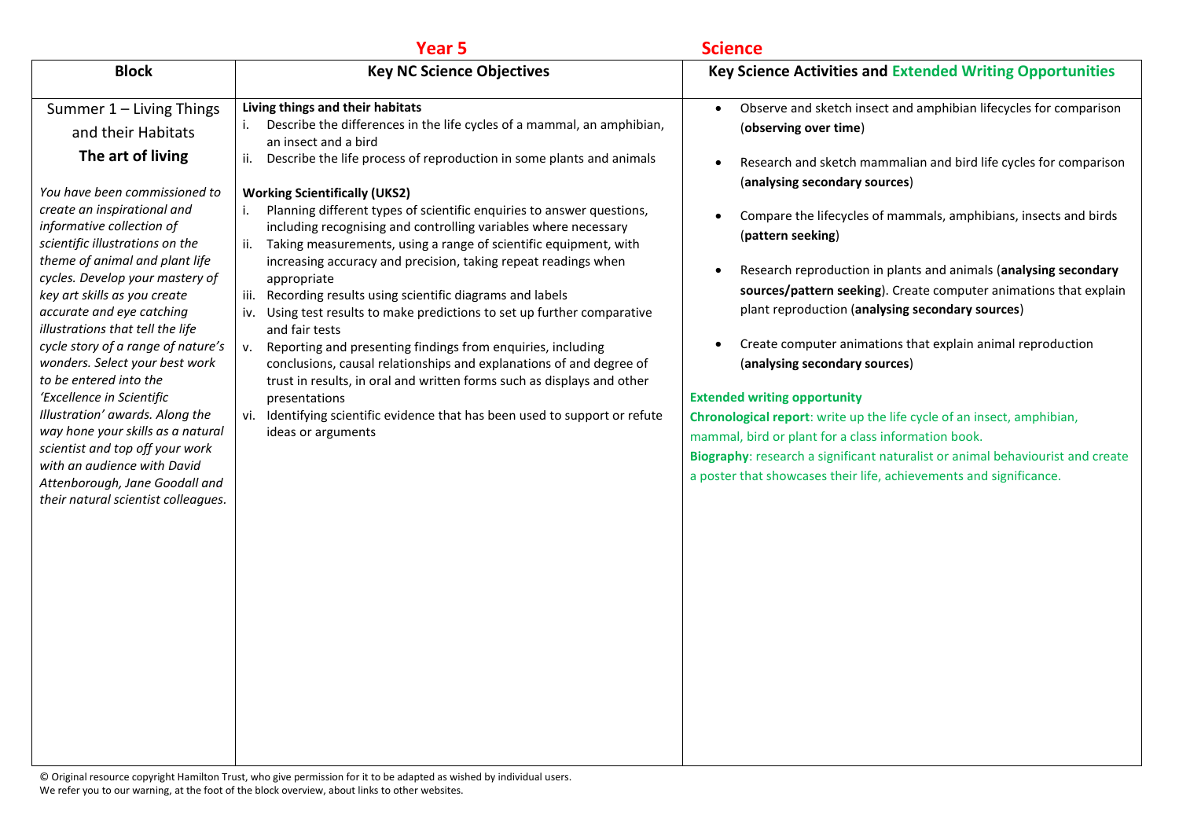**Year 5** **Science**

| Block | Key NC Science Objectives | Key Science Activities and Extended Writing Opportunities |
|---|---|---|
| Summer 1 – Living Things and their Habitats<br>**The art of living**<br><br>*You have been commissioned to create an inspirational and informative collection of scientific illustrations on the theme of animal and plant life cycles. Develop your mastery of key art skills as you create accurate and eye catching illustrations that tell the life cycle story of a range of nature's wonders. Select your best work to be entered into the 'Excellence in Scientific Illustration' awards. Along the way hone your skills as a natural scientist and top off your work with an audience with David Attenborough, Jane Goodall and their natural scientist colleagues.* | **Living things and their habitats**<br>i. Describe the differences in the life cycles of a mammal, an amphibian, an insect and a bird<br>ii. Describe the life process of reproduction in some plants and animals<br><br>**Working Scientifically (UKS2)**<br>i. Planning different types of scientific enquiries to answer questions, including recognising and controlling variables where necessary<br>ii. Taking measurements, using a range of scientific equipment, with increasing accuracy and precision, taking repeat readings when appropriate<br>iii. Recording results using scientific diagrams and labels<br>iv. Using test results to make predictions to set up further comparative and fair tests<br>v. Reporting and presenting findings from enquiries, including conclusions, causal relationships and explanations of and degree of trust in results, in oral and written forms such as displays and other presentations<br>vi. Identifying scientific evidence that has been used to support or refute ideas or arguments | • Observe and sketch insect and amphibian lifecycles for comparison (**observing over time**)<br>• Research and sketch mammalian and bird life cycles for comparison (**analysing secondary sources**)<br>• Compare the lifecycles of mammals, amphibians, insects and birds (**pattern seeking**)<br>• Research reproduction in plants and animals (**analysing secondary sources/pattern seeking**). Create computer animations that explain plant reproduction (**analysing secondary sources**)<br>• Create computer animations that explain animal reproduction (**analysing secondary sources**)<br><br>**Extended writing opportunity**<br>**Chronological report**: write up the life cycle of an insect, amphibian, mammal, bird or plant for a class information book.<br>**Biography**: research a significant naturalist or animal behaviourist and create a poster that showcases their life, achievements and significance. |

© Original resource copyright Hamilton Trust, who give permission for it to be adapted as wished by individual users.
We refer you to our warning, at the foot of the block overview, about links to other websites.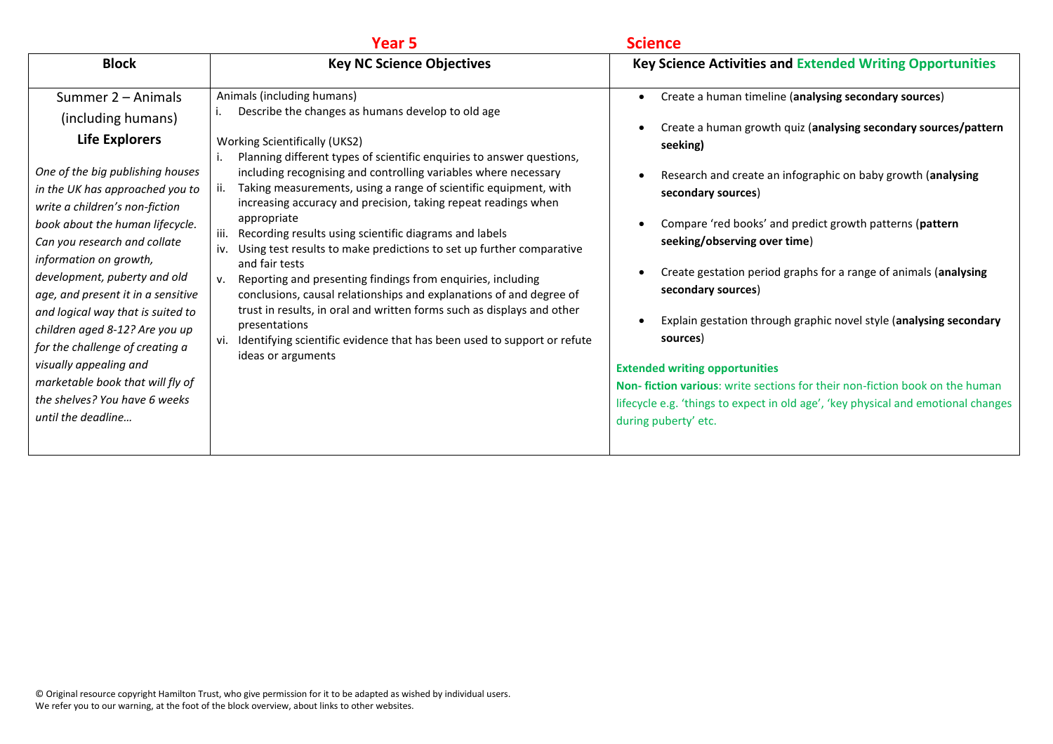**Year 5** **Science**

| Block | Key NC Science Objectives | Key Science Activities and Extended Writing Opportunities |
|---|---|---|
| Summer 2 – Animals (including humans)<br>**Life Explorers**<br><br>*One of the big publishing houses in the UK has approached you to write a children's non-fiction book about the human lifecycle. Can you research and collate information on growth, development, puberty and old age, and present it in a sensitive and logical way that is suited to children aged 8-12? Are you up for the challenge of creating a visually appealing and marketable book that will fly of the shelves? You have 6 weeks until the deadline…* | Animals (including humans)<br>i. Describe the changes as humans develop to old age<br><br>Working Scientifically (UKS2)<br>i. Planning different types of scientific enquiries to answer questions, including recognising and controlling variables where necessary<br>ii. Taking measurements, using a range of scientific equipment, with increasing accuracy and precision, taking repeat readings when appropriate<br>iii. Recording results using scientific diagrams and labels<br>iv. Using test results to make predictions to set up further comparative and fair tests<br>v. Reporting and presenting findings from enquiries, including conclusions, causal relationships and explanations of and degree of trust in results, in oral and written forms such as displays and other presentations<br>vi. Identifying scientific evidence that has been used to support or refute ideas or arguments | • Create a human timeline (**analysing secondary sources**)<br>• Create a human growth quiz (**analysing secondary sources/pattern seeking)**<br>• Research and create an infographic on baby growth (**analysing secondary sources**)<br>• Compare 'red books' and predict growth patterns (**pattern seeking/observing over time**)<br>• Create gestation period graphs for a range of animals (**analysing secondary sources**)<br>• Explain gestation through graphic novel style (**analysing secondary sources**)<br><br>**Extended writing opportunities**<br>**Non- fiction various**: write sections for their non-fiction book on the human lifecycle e.g. 'things to expect in old age', 'key physical and emotional changes during puberty' etc. |

© Original resource copyright Hamilton Trust, who give permission for it to be adapted as wished by individual users.
We refer you to our warning, at the foot of the block overview, about links to other websites.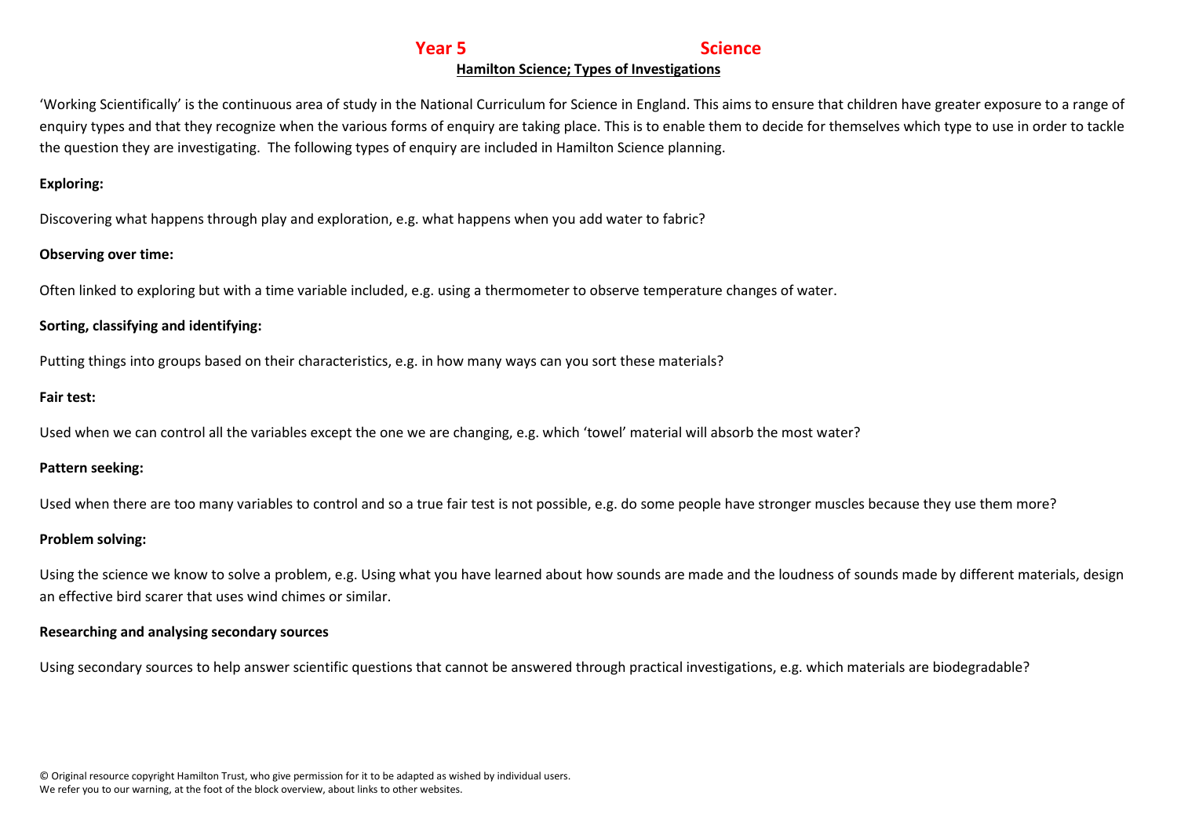**Year 5 Science**

**Hamilton Science; Types of Investigations**

'Working Scientifically' is the continuous area of study in the National Curriculum for Science in England. This aims to ensure that children have greater exposure to a range of enquiry types and that they recognize when the various forms of enquiry are taking place. This is to enable them to decide for themselves which type to use in order to tackle the question they are investigating. The following types of enquiry are included in Hamilton Science planning.

**Exploring:**

Discovering what happens through play and exploration, e.g. what happens when you add water to fabric?

**Observing over time:**

Often linked to exploring but with a time variable included, e.g. using a thermometer to observe temperature changes of water.

**Sorting, classifying and identifying:**

Putting things into groups based on their characteristics, e.g. in how many ways can you sort these materials?

**Fair test:**

Used when we can control all the variables except the one we are changing, e.g. which 'towel' material will absorb the most water?

**Pattern seeking:**

Used when there are too many variables to control and so a true fair test is not possible, e.g. do some people have stronger muscles because they use them more?

**Problem solving:**

Using the science we know to solve a problem, e.g. Using what you have learned about how sounds are made and the loudness of sounds made by different materials, design an effective bird scarer that uses wind chimes or similar.

**Researching and analysing secondary sources**

Using secondary sources to help answer scientific questions that cannot be answered through practical investigations, e.g. which materials are biodegradable?

© Original resource copyright Hamilton Trust, who give permission for it to be adapted as wished by individual users.
We refer you to our warning, at the foot of the block overview, about links to other websites.